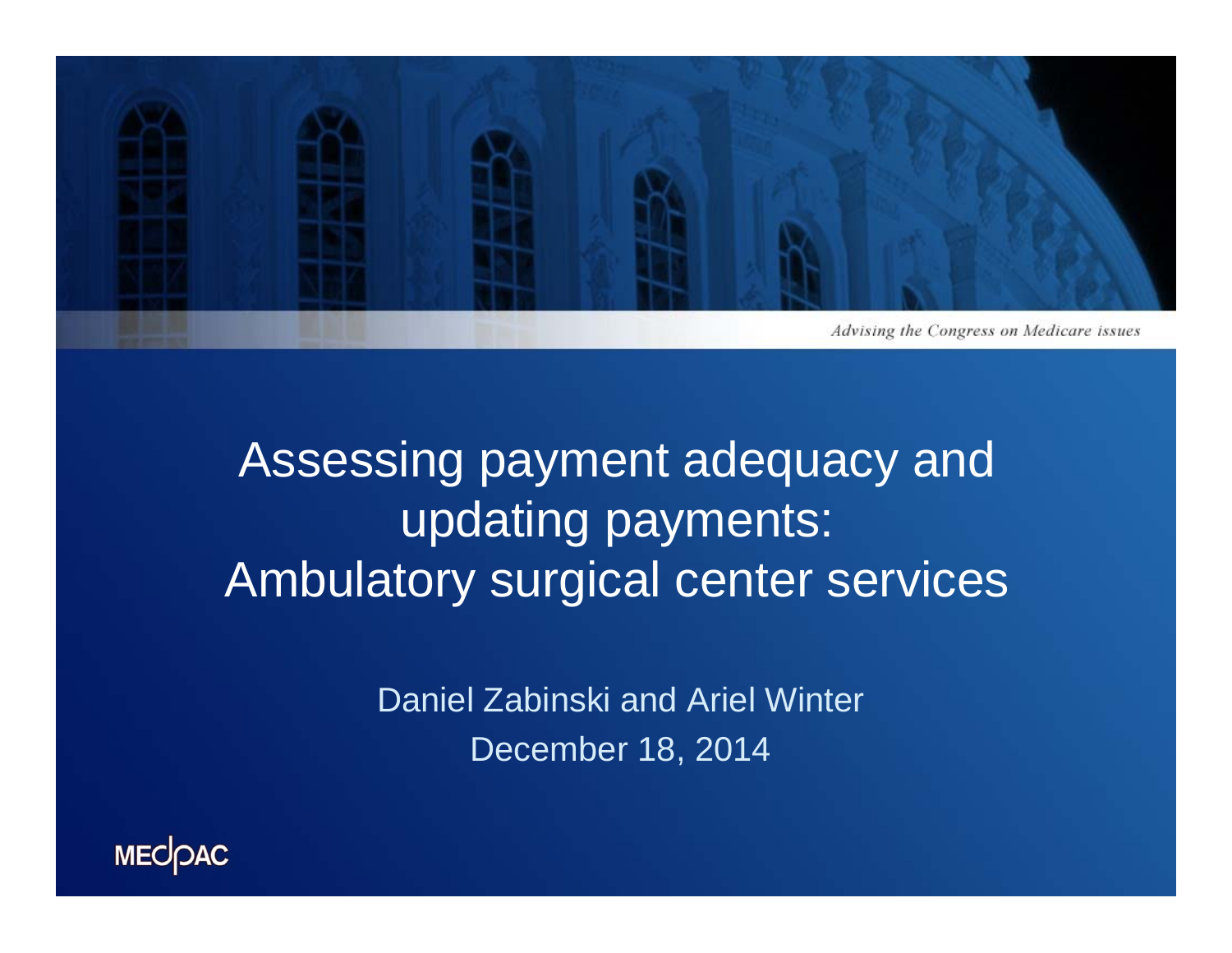*Advising the Congress on Medicare issues*

# Assessing payment adequacy and updating payments: Ambulatory surgical center services

Daniel Zabinski and Ariel Winter

December 18, 2014

MEDPAC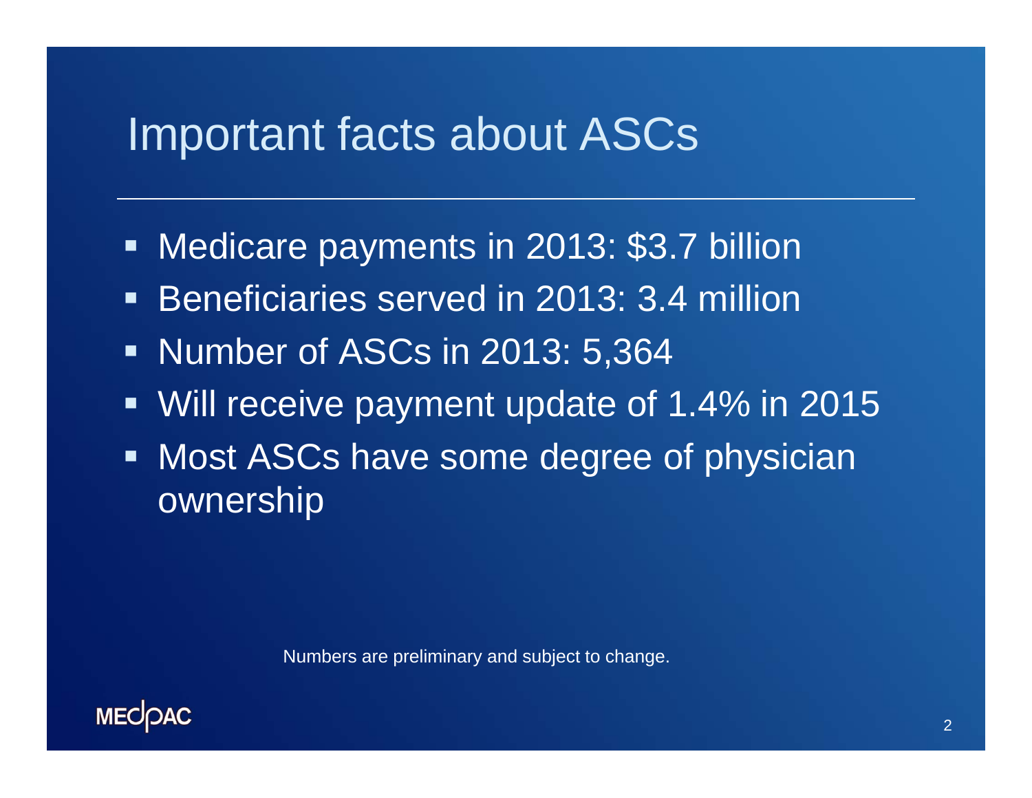# Important facts about ASCs

- Medicare payments in 2013: $3.7 billion
- Beneficiaries served in 2013: 3.4 million
- Number of ASCs in 2013: 5,364
- Will receive payment update of 1.4% in 2015
- Most ASCs have some degree of physician ownership

Numbers are preliminary and subject to change.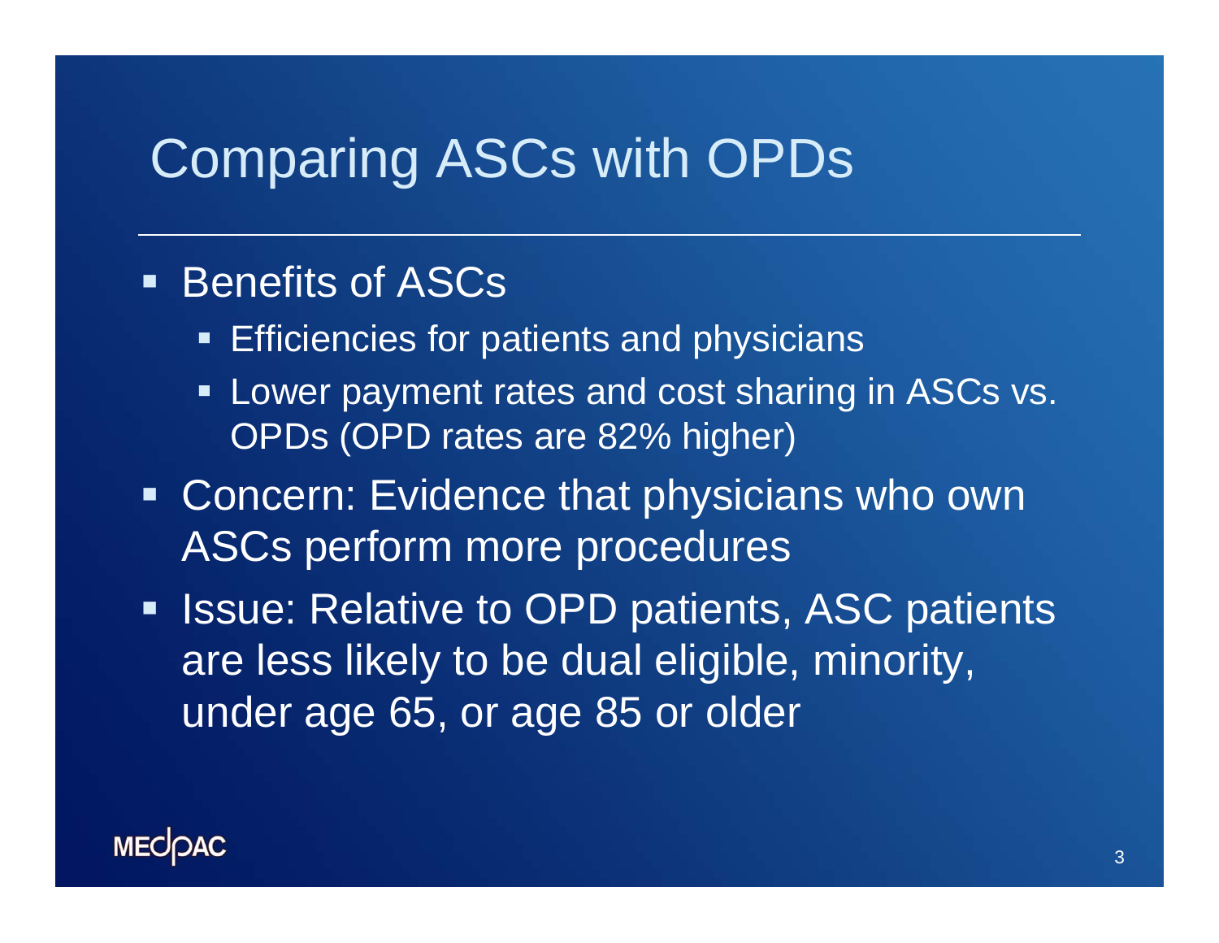# Comparing ASCs with OPDs

- Benefits of ASCs
  - Efficiencies for patients and physicians
  - Lower payment rates and cost sharing in ASCs vs. OPDs (OPD rates are 82% higher)
- Concern: Evidence that physicians who own ASCs perform more procedures
- Issue: Relative to OPD patients, ASC patients are less likely to be dual eligible, minority, under age 65, or age 85 or older

MEDPAC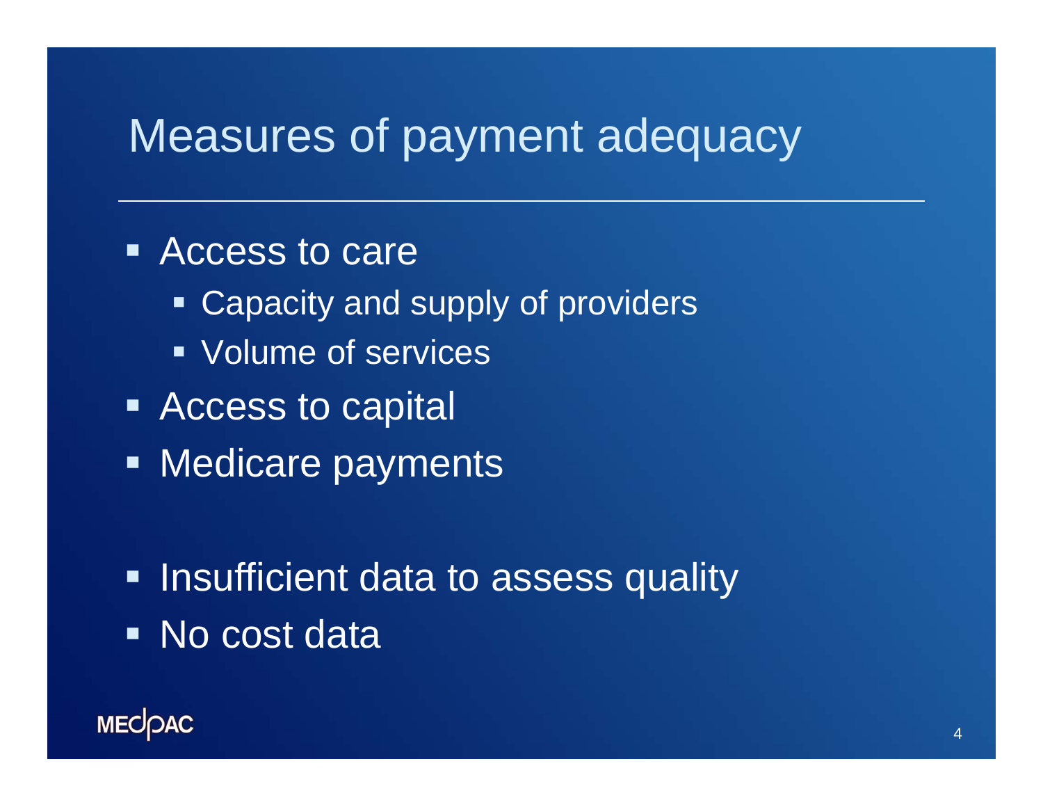# Measures of payment adequacy

- Access to care
  - Capacity and supply of providers
  - Volume of services
- Access to capital
- Medicare payments

- Insufficient data to assess quality
- No cost data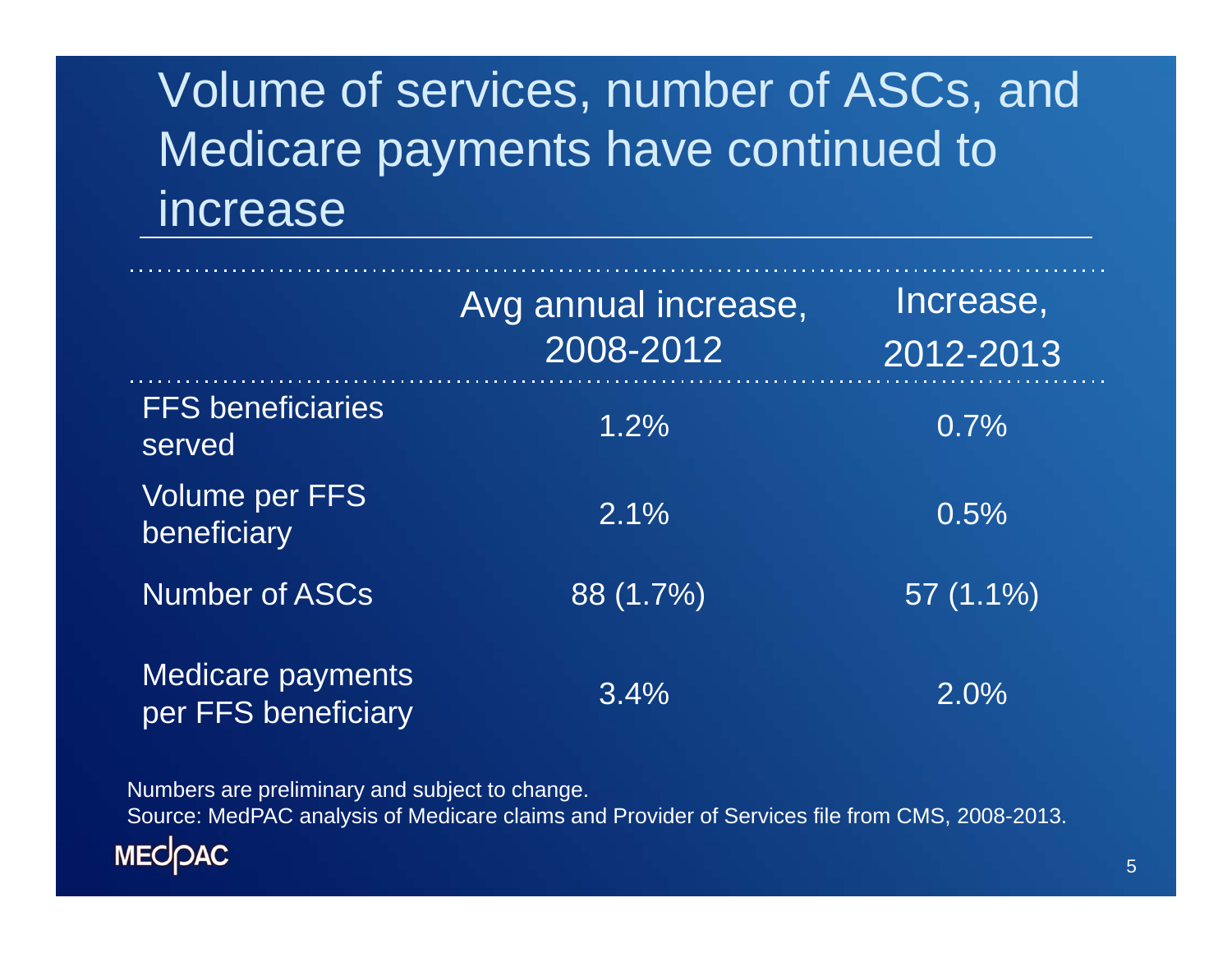# Volume of services, number of ASCs, and Medicare payments have continued to increase

| | Avg annual increase, 2008-2012 | Increase, 2012-2013 |
|---|---|---|
| FFS beneficiaries served | 1.2% | 0.7% |
| Volume per FFS beneficiary | 2.1% | 0.5% |
| Number of ASCs | 88 (1.7%) | 57 (1.1%) |
| Medicare payments per FFS beneficiary | 3.4% | 2.0% |

Numbers are preliminary and subject to change.

Source: MedPAC analysis of Medicare claims and Provider of Services file from CMS, 2008-2013.

MEDPAC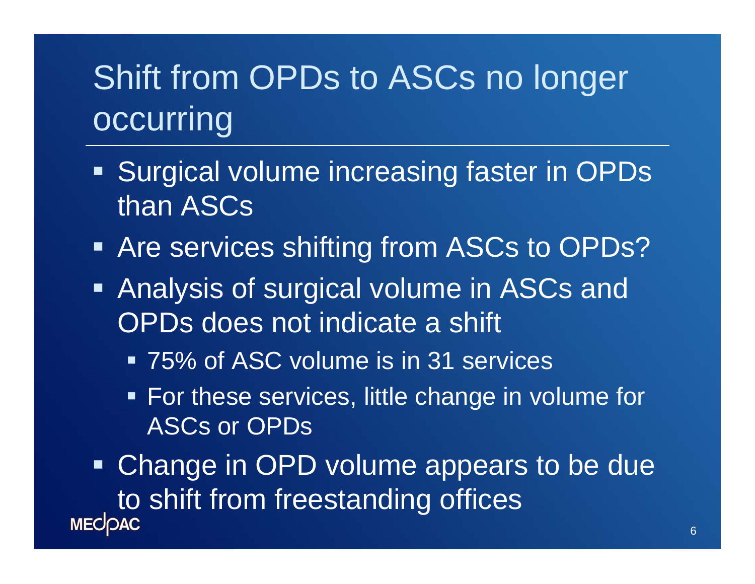# Shift from OPDs to ASCs no longer occurring

- Surgical volume increasing faster in OPDs than ASCs
- Are services shifting from ASCs to OPDs?
- Analysis of surgical volume in ASCs and OPDs does not indicate a shift
  - 75% of ASC volume is in 31 services
  - For these services, little change in volume for ASCs or OPDs
- Change in OPD volume appears to be due to shift from freestanding offices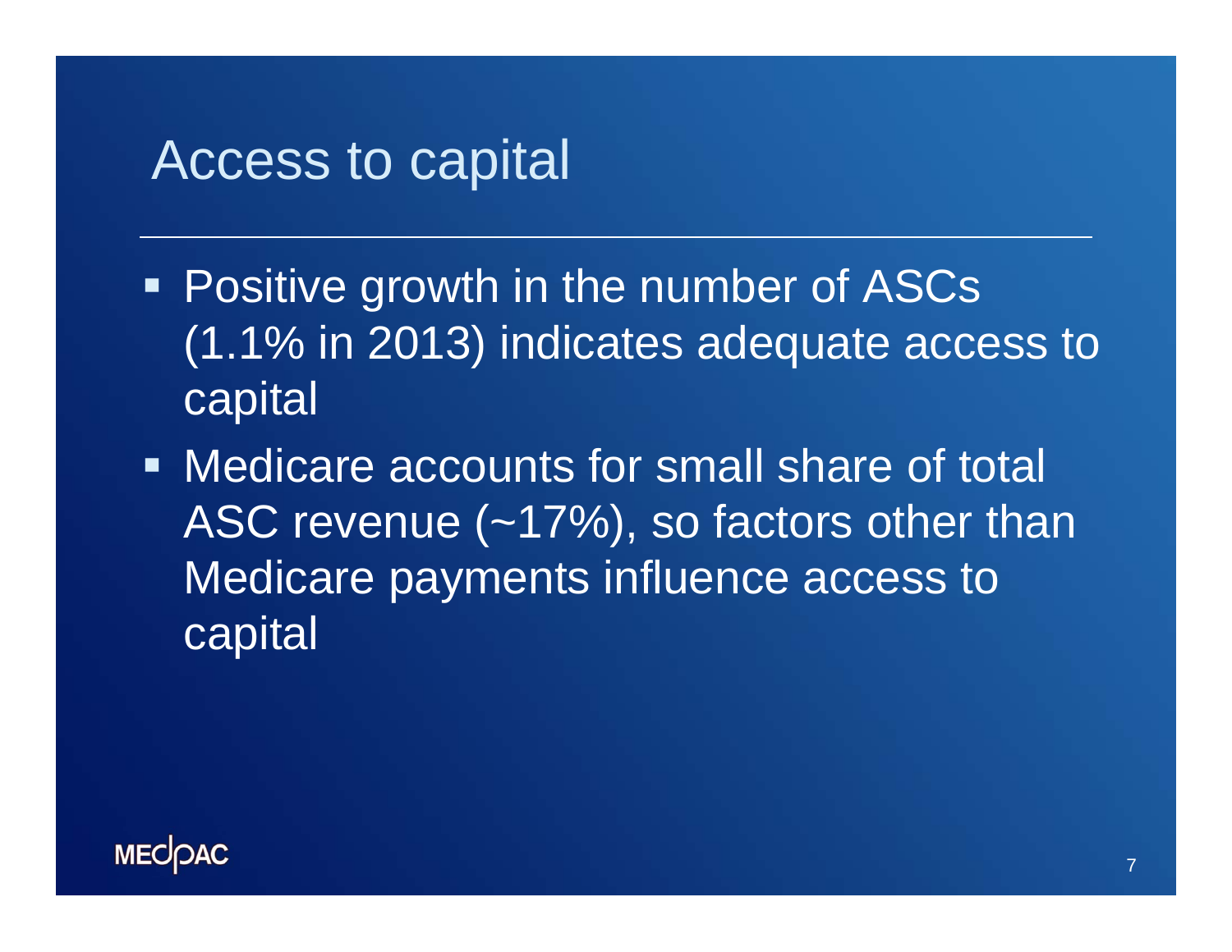# Access to capital

- Positive growth in the number of ASCs (1.1% in 2013) indicates adequate access to capital
- Medicare accounts for small share of total ASC revenue (~17%), so factors other than Medicare payments influence access to capital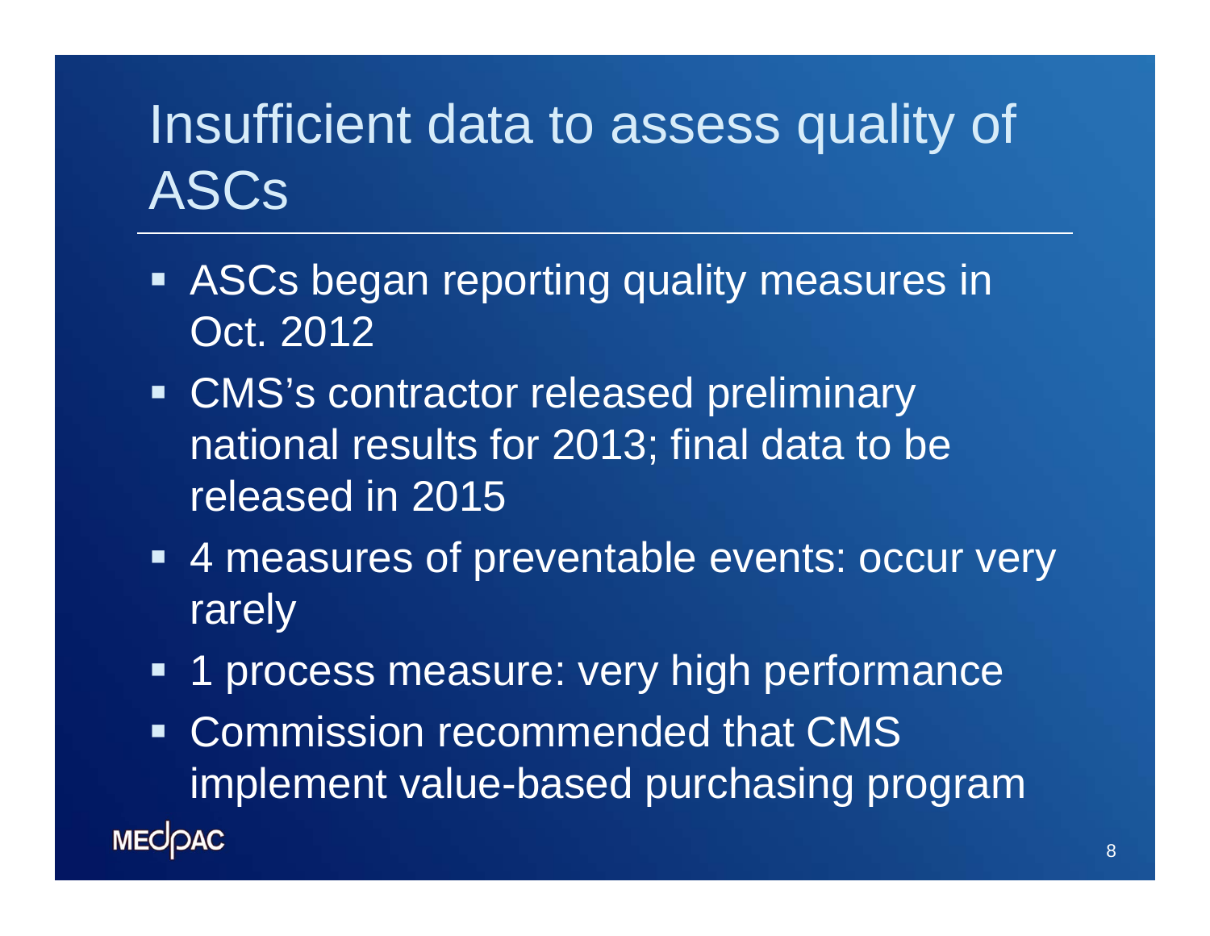# Insufficient data to assess quality of ASCs

- ASCs began reporting quality measures in Oct. 2012
- CMS's contractor released preliminary national results for 2013; final data to be released in 2015
- 4 measures of preventable events: occur very rarely
- 1 process measure: very high performance
- Commission recommended that CMS implement value-based purchasing program

MEDPAC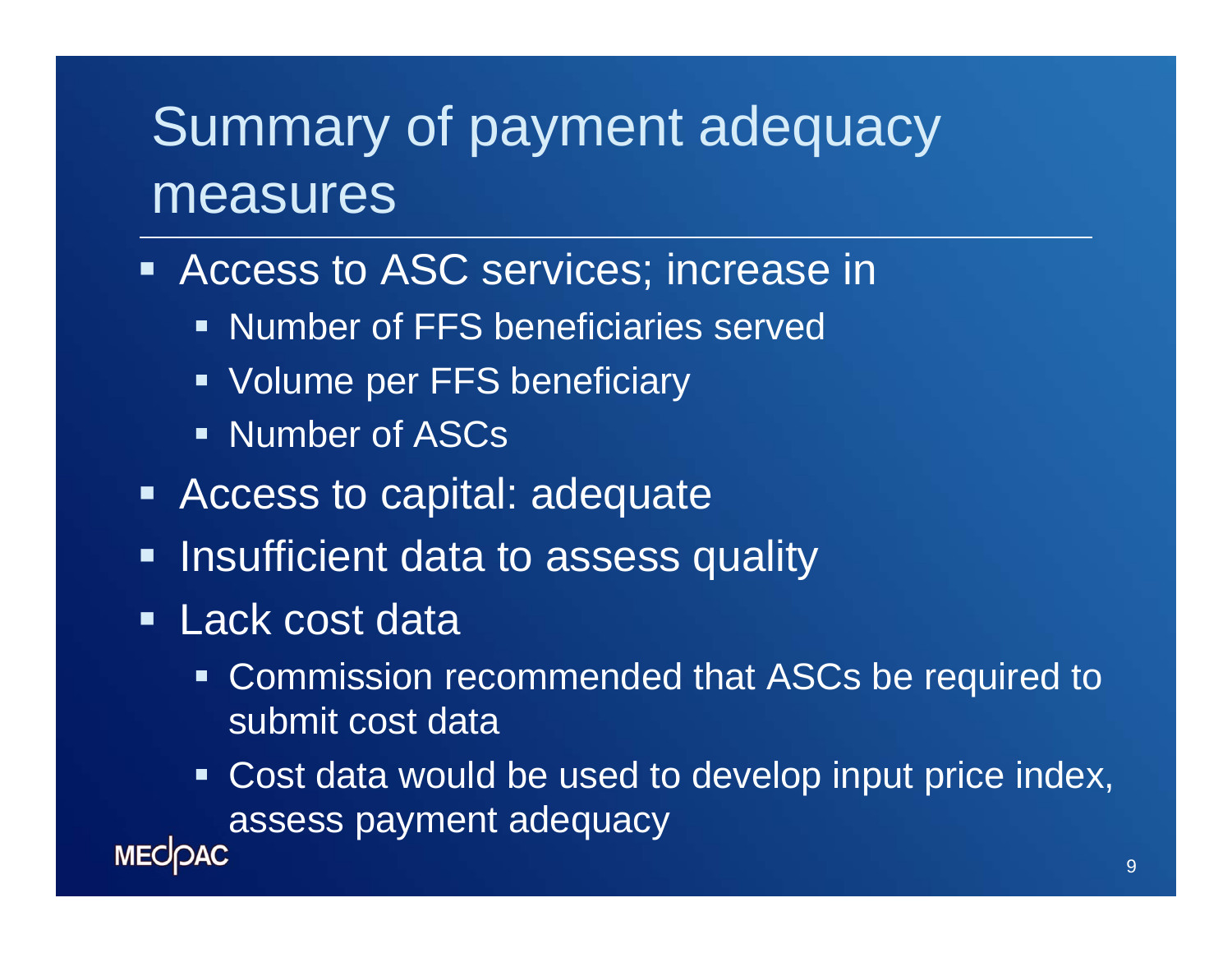# Summary of payment adequacy measures

- Access to ASC services; increase in
  - Number of FFS beneficiaries served
  - Volume per FFS beneficiary
  - Number of ASCs
- Access to capital: adequate
- Insufficient data to assess quality
- Lack cost data
  - Commission recommended that ASCs be required to submit cost data
  - Cost data would be used to develop input price index, assess payment adequacy